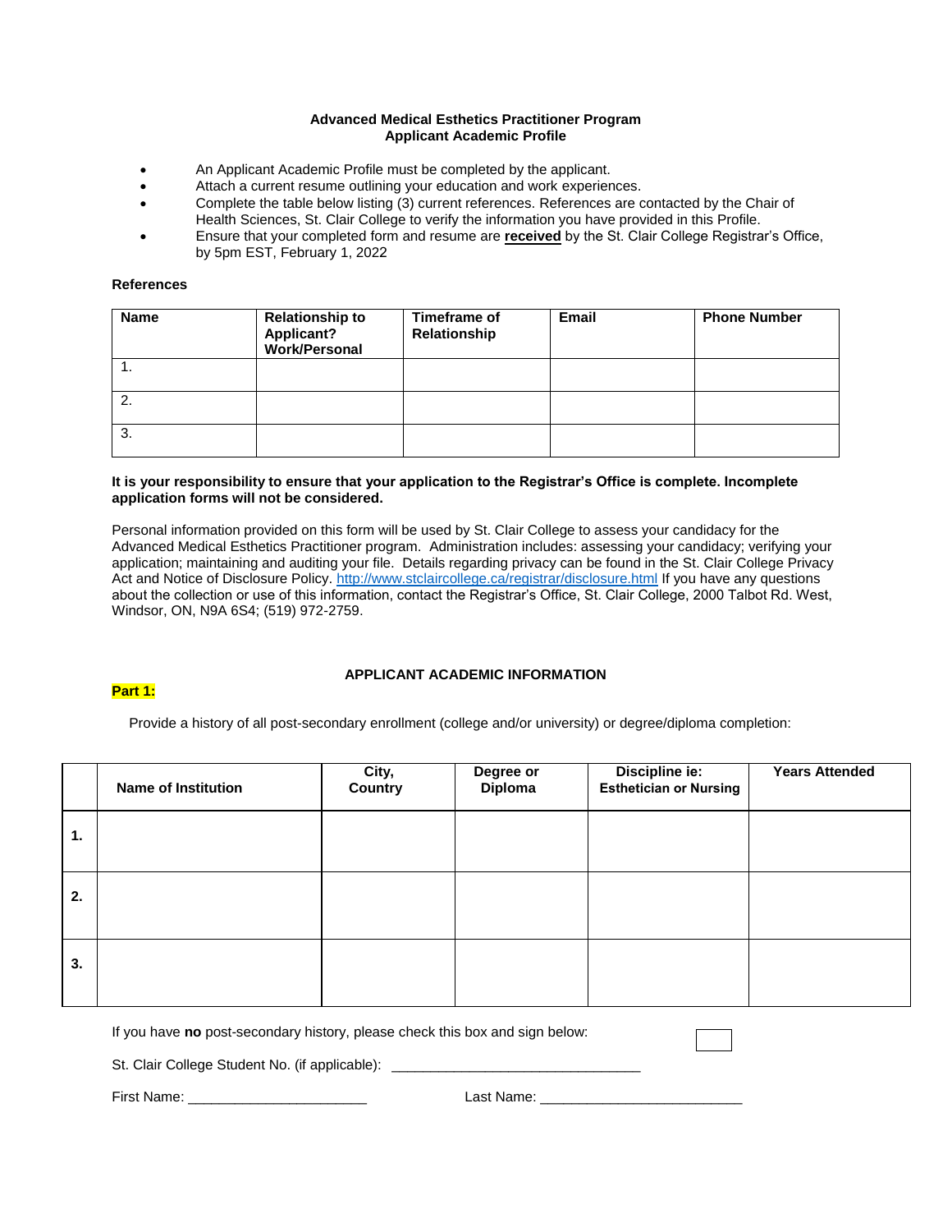**Advanced Medical Esthetics Practitioner Program**
**Applicant Academic Profile**

- An Applicant Academic Profile must be completed by the applicant.
- Attach a current resume outlining your education and work experiences.
- Complete the table below listing (3) current references. References are contacted by the Chair of Health Sciences, St. Clair College to verify the information you have provided in this Profile.
- Ensure that your completed form and resume are **received** by the St. Clair College Registrar's Office, by 5pm EST, February 1, 2022

**References**

| Name | Relationship to Applicant? Work/Personal | Timeframe of Relationship | Email | Phone Number |
|---|---|---|---|---|
| 1. | | | | |
| 2. | | | | |
| 3. | | | | |

**It is your responsibility to ensure that your application to the Registrar's Office is complete. Incomplete application forms will not be considered.**

Personal information provided on this form will be used by St. Clair College to assess your candidacy for the Advanced Medical Esthetics Practitioner program. Administration includes: assessing your candidacy; verifying your application; maintaining and auditing your file. Details regarding privacy can be found in the St. Clair College Privacy Act and Notice of Disclosure Policy. http://www.stclaircollege.ca/registrar/disclosure.html If you have any questions about the collection or use of this information, contact the Registrar's Office, St. Clair College, 2000 Talbot Rd. West, Windsor, ON, N9A 6S4; (519) 972-2759.

**APPLICANT ACADEMIC INFORMATION**

**Part 1:**

Provide a history of all post-secondary enrollment (college and/or university) or degree/diploma completion:

| | Name of Institution | City, Country | Degree or Diploma | Discipline ie: Esthetician or Nursing | Years Attended |
|---|---|---|---|---|---|
| **1.** | | | | | |
| **2.** | | | | | |
| **3.** | | | | | |

If you have **no** post-secondary history, please check this box and sign below: ☐

St. Clair College Student No. (if applicable): ________________________________

First Name: _______________________ Last Name: __________________________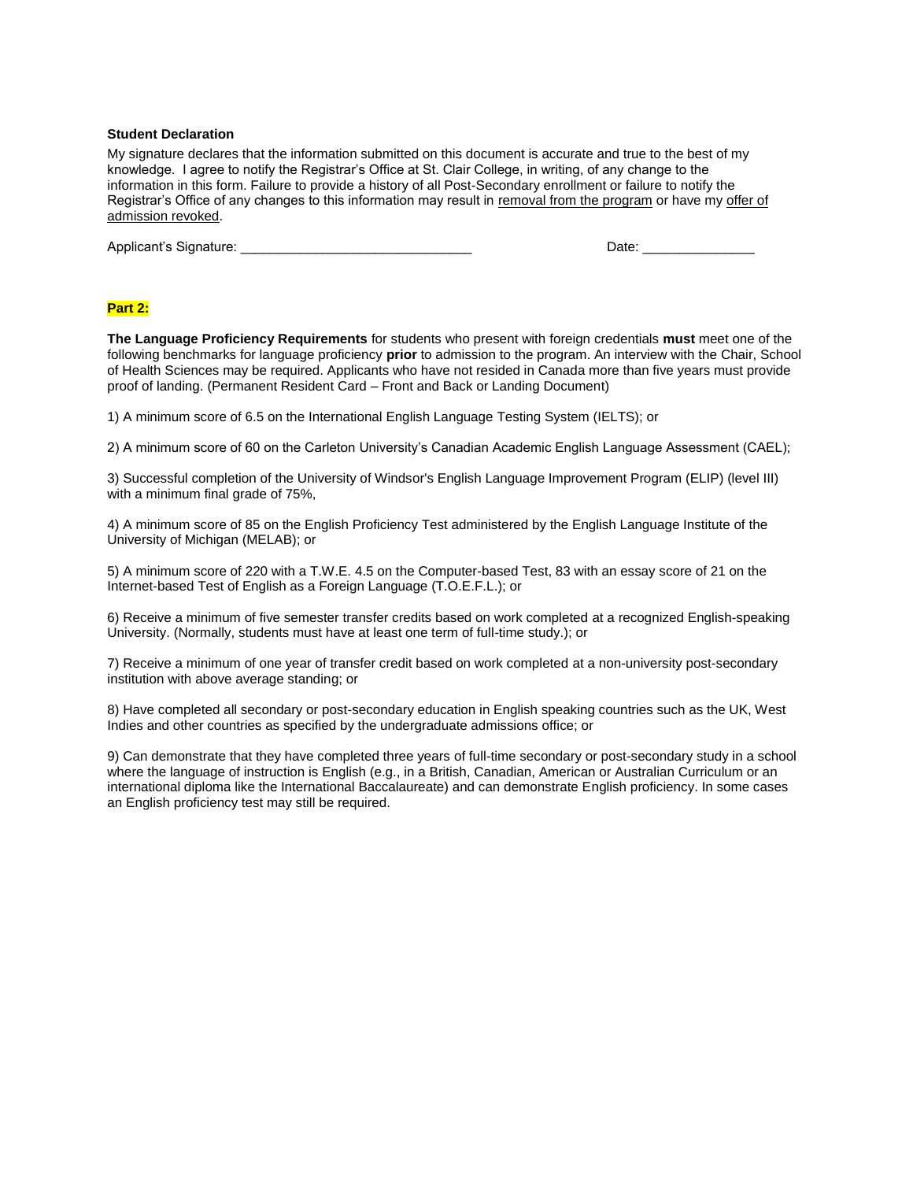**Student Declaration**

My signature declares that the information submitted on this document is accurate and true to the best of my knowledge. I agree to notify the Registrar's Office at St. Clair College, in writing, of any change to the information in this form. Failure to provide a history of all Post-Secondary enrollment or failure to notify the Registrar's Office of any changes to this information may result in removal from the program or have my offer of admission revoked.

Applicant's Signature: ______________________________ Date: _______________

**Part 2:**

**The Language Proficiency Requirements** for students who present with foreign credentials **must** meet one of the following benchmarks for language proficiency **prior** to admission to the program. An interview with the Chair, School of Health Sciences may be required. Applicants who have not resided in Canada more than five years must provide proof of landing. (Permanent Resident Card – Front and Back or Landing Document)

1) A minimum score of 6.5 on the International English Language Testing System (IELTS); or

2) A minimum score of 60 on the Carleton University's Canadian Academic English Language Assessment (CAEL);

3) Successful completion of the University of Windsor's English Language Improvement Program (ELIP) (level III) with a minimum final grade of 75%,

4) A minimum score of 85 on the English Proficiency Test administered by the English Language Institute of the University of Michigan (MELAB); or

5) A minimum score of 220 with a T.W.E. 4.5 on the Computer-based Test, 83 with an essay score of 21 on the Internet-based Test of English as a Foreign Language (T.O.E.F.L.); or

6) Receive a minimum of five semester transfer credits based on work completed at a recognized English-speaking University. (Normally, students must have at least one term of full-time study.); or

7) Receive a minimum of one year of transfer credit based on work completed at a non-university post-secondary institution with above average standing; or

8) Have completed all secondary or post-secondary education in English speaking countries such as the UK, West Indies and other countries as specified by the undergraduate admissions office; or

9) Can demonstrate that they have completed three years of full-time secondary or post-secondary study in a school where the language of instruction is English (e.g., in a British, Canadian, American or Australian Curriculum or an international diploma like the International Baccalaureate) and can demonstrate English proficiency. In some cases an English proficiency test may still be required.